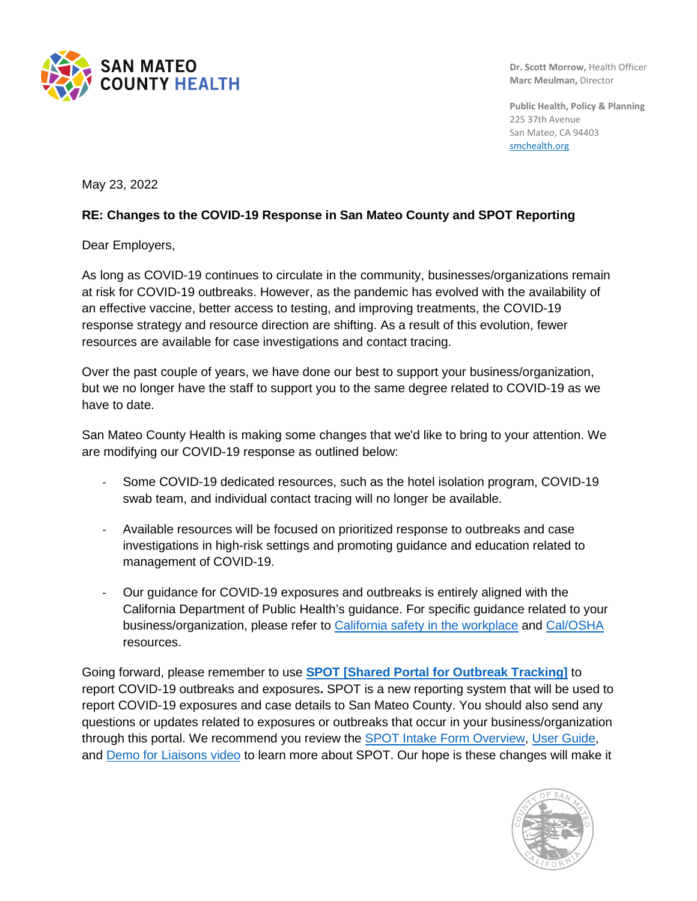SAN MATEO COUNTY HEALTH

**Dr. Scott Morrow,** Health Officer
**Marc Meulman,** Director

**Public Health, Policy & Planning**
225 37th Avenue
San Mateo, CA 94403
smchealth.org

May 23, 2022

**RE: Changes to the COVID-19 Response in San Mateo County and SPOT Reporting**

Dear Employers,

As long as COVID-19 continues to circulate in the community, businesses/organizations remain at risk for COVID-19 outbreaks. However, as the pandemic has evolved with the availability of an effective vaccine, better access to testing, and improving treatments, the COVID-19 response strategy and resource direction are shifting. As a result of this evolution, fewer resources are available for case investigations and contact tracing.

Over the past couple of years, we have done our best to support your business/organization, but we no longer have the staff to support you to the same degree related to COVID-19 as we have to date.

San Mateo County Health is making some changes that we'd like to bring to your attention. We are modifying our COVID-19 response as outlined below:

- Some COVID-19 dedicated resources, such as the hotel isolation program, COVID-19 swab team, and individual contact tracing will no longer be available.
- Available resources will be focused on prioritized response to outbreaks and case investigations in high-risk settings and promoting guidance and education related to management of COVID-19.
- Our guidance for COVID-19 exposures and outbreaks is entirely aligned with the California Department of Public Health's guidance. For specific guidance related to your business/organization, please refer to California safety in the workplace and Cal/OSHA resources.

Going forward, please remember to use **SPOT [Shared Portal for Outbreak Tracking]** to report COVID-19 outbreaks and exposures**.** SPOT is a new reporting system that will be used to report COVID-19 exposures and case details to San Mateo County. You should also send any questions or updates related to exposures or outbreaks that occur in your business/organization through this portal. We recommend you review the SPOT Intake Form Overview, User Guide, and Demo for Liaisons video to learn more about SPOT. Our hope is these changes will make it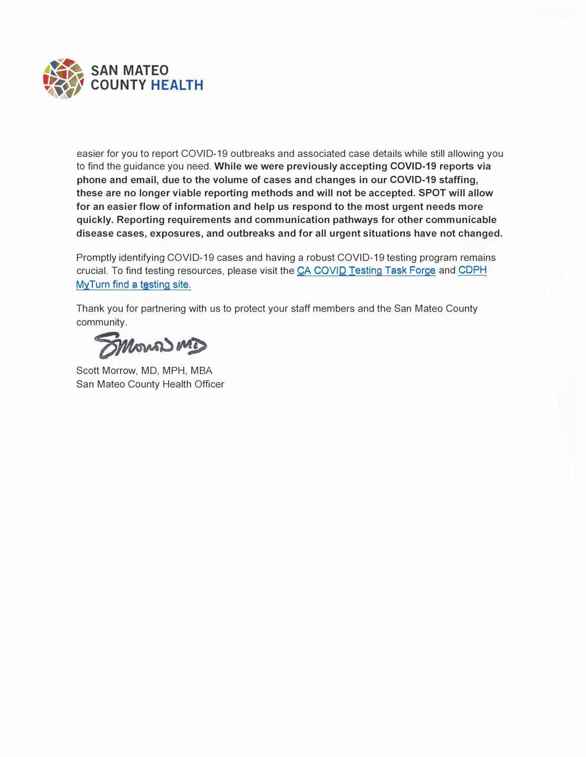easier for you to report COVID-19 outbreaks and associated case details while still allowing you to find the guidance you need. **While we were previously accepting COVID-19 reports via phone and email, due to the volume of cases and changes in our COVID-19 staffing, these are no longer viable reporting methods and will not be accepted. SPOT will allow for an easier flow of information and help us respond to the most urgent needs more quickly. Reporting requirements and communication pathways for other communicable disease cases, exposures, and outbreaks and for all urgent situations have not changed.**

Promptly identifying COVID-19 cases and having a robust COVID-19 testing program remains crucial. To find testing resources, please visit the CA COVID Testing Task Force and CDPH MyTurn find a testing site.

Thank you for partnering with us to protect your staff members and the San Mateo County community.

Scott Morrow, MD, MPH, MBA
San Mateo County Health Officer